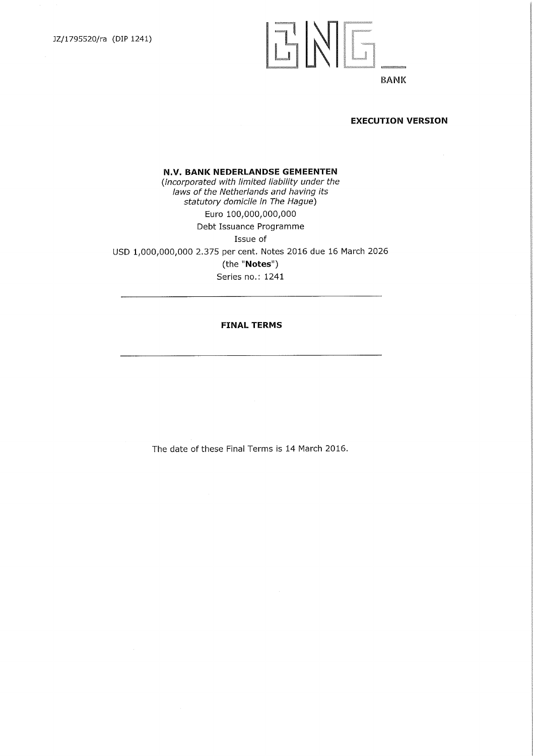JZ/1795520/ra (DIP 1241)

BNG BANK

**EXECUTION VERSION**

**N.V. BANK NEDERLANDSE GEMEENTEN**

*(incorporated with limited liability under the laws of the Netherlands and having its statutory domicile in The Hague)*

Euro 100,000,000,000

Debt Issuance Programme

Issue of

USD 1,000,000,000 2.375 per cent. Notes 2016 due 16 March 2026

(the "**Notes**")

Series no.: 1241

---

**FINAL TERMS**

---

The date of these Final Terms is 14 March 2016.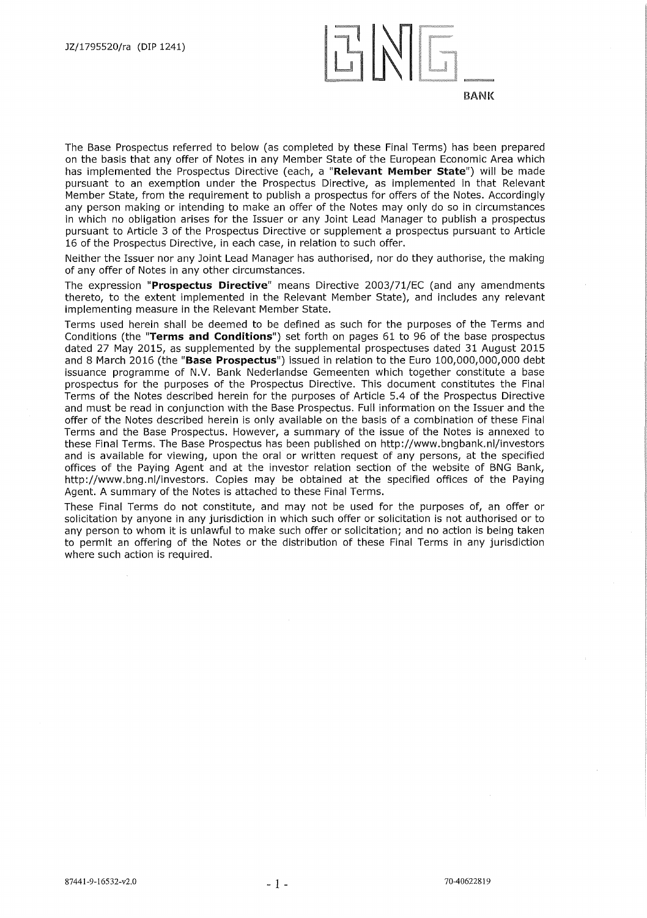JZ/1795520/ra (DIP 1241)

BNG BANK

The Base Prospectus referred to below (as completed by these Final Terms) has been prepared on the basis that any offer of Notes in any Member State of the European Economic Area which has implemented the Prospectus Directive (each, a "**Relevant Member State**") will be made pursuant to an exemption under the Prospectus Directive, as implemented in that Relevant Member State, from the requirement to publish a prospectus for offers of the Notes. Accordingly any person making or intending to make an offer of the Notes may only do so in circumstances in which no obligation arises for the Issuer or any Joint Lead Manager to publish a prospectus pursuant to Article 3 of the Prospectus Directive or supplement a prospectus pursuant to Article 16 of the Prospectus Directive, in each case, in relation to such offer.

Neither the Issuer nor any Joint Lead Manager has authorised, nor do they authorise, the making of any offer of Notes in any other circumstances.

The expression "**Prospectus Directive**" means Directive 2003/71/EC (and any amendments thereto, to the extent implemented in the Relevant Member State), and includes any relevant implementing measure in the Relevant Member State.

Terms used herein shall be deemed to be defined as such for the purposes of the Terms and Conditions (the "**Terms and Conditions**") set forth on pages 61 to 96 of the base prospectus dated 27 May 2015, as supplemented by the supplemental prospectuses dated 31 August 2015 and 8 March 2016 (the "**Base Prospectus**") issued in relation to the Euro 100,000,000,000 debt issuance programme of N.V. Bank Nederlandse Gemeenten which together constitute a base prospectus for the purposes of the Prospectus Directive. This document constitutes the Final Terms of the Notes described herein for the purposes of Article 5.4 of the Prospectus Directive and must be read in conjunction with the Base Prospectus. Full information on the Issuer and the offer of the Notes described herein is only available on the basis of a combination of these Final Terms and the Base Prospectus. However, a summary of the issue of the Notes is annexed to these Final Terms. The Base Prospectus has been published on http://www.bngbank.nl/investors and is available for viewing, upon the oral or written request of any persons, at the specified offices of the Paying Agent and at the investor relation section of the website of BNG Bank, http://www.bng.nl/investors. Copies may be obtained at the specified offices of the Paying Agent. A summary of the Notes is attached to these Final Terms.

These Final Terms do not constitute, and may not be used for the purposes of, an offer or solicitation by anyone in any jurisdiction in which such offer or solicitation is not authorised or to any person to whom it is unlawful to make such offer or solicitation; and no action is being taken to permit an offering of the Notes or the distribution of these Final Terms in any jurisdiction where such action is required.

87441-9-16532-v2.0 70-40622819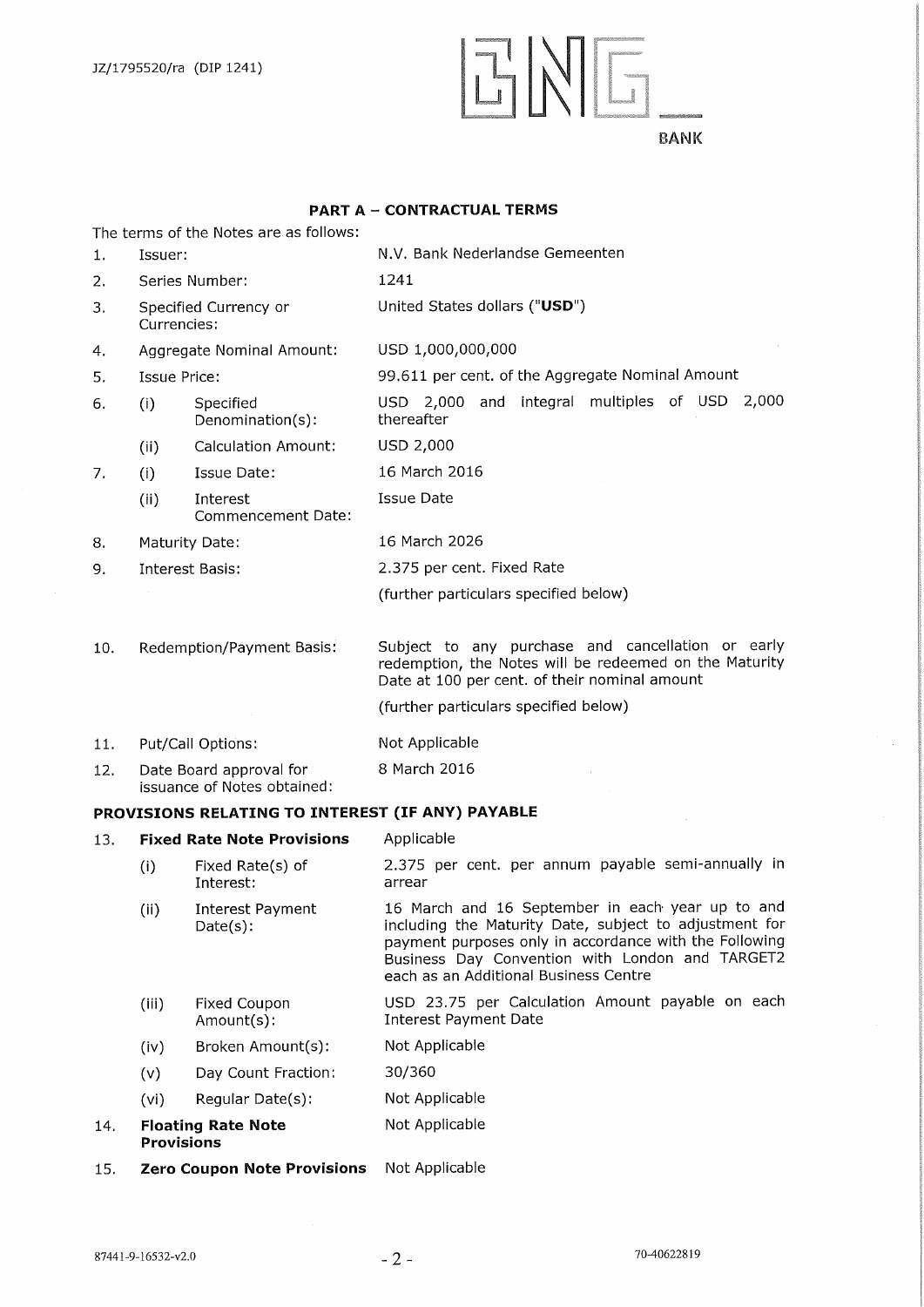## PART A – CONTRACTUAL TERMS

The terms of the Notes are as follows:

| | | |
|---|---|---|
| 1. | Issuer: | N.V. Bank Nederlandse Gemeenten |
| 2. | Series Number: | 1241 |
| 3. | Specified Currency or Currencies: | United States dollars ("**USD**") |
| 4. | Aggregate Nominal Amount: | USD 1,000,000,000 |
| 5. | Issue Price: | 99.611 per cent. of the Aggregate Nominal Amount |
| 6. | (i) Specified Denomination(s): | USD 2,000 and integral multiples of USD 2,000 thereafter |
| | (ii) Calculation Amount: | USD 2,000 |
| 7. | (i) Issue Date: | 16 March 2016 |
| | (ii) Interest Commencement Date: | Issue Date |
| 8. | Maturity Date: | 16 March 2026 |
| 9. | Interest Basis: | 2.375 per cent. Fixed Rate<br>(further particulars specified below) |
| 10. | Redemption/Payment Basis: | Subject to any purchase and cancellation or early redemption, the Notes will be redeemed on the Maturity Date at 100 per cent. of their nominal amount<br>(further particulars specified below) |
| 11. | Put/Call Options: | Not Applicable |
| 12. | Date Board approval for issuance of Notes obtained: | 8 March 2016 |

### PROVISIONS RELATING TO INTEREST (IF ANY) PAYABLE

| | | |
|---|---|---|
| 13. | **Fixed Rate Note Provisions** | Applicable |
| | (i) Fixed Rate(s) of Interest: | 2.375 per cent. per annum payable semi-annually in arrear |
| | (ii) Interest Payment Date(s): | 16 March and 16 September in each year up to and including the Maturity Date, subject to adjustment for payment purposes only in accordance with the Following Business Day Convention with London and TARGET2 each as an Additional Business Centre |
| | (iii) Fixed Coupon Amount(s): | USD 23.75 per Calculation Amount payable on each Interest Payment Date |
| | (iv) Broken Amount(s): | Not Applicable |
| | (v) Day Count Fraction: | 30/360 |
| | (vi) Regular Date(s): | Not Applicable |
| 14. | **Floating Rate Note Provisions** | Not Applicable |
| 15. | **Zero Coupon Note Provisions** | Not Applicable |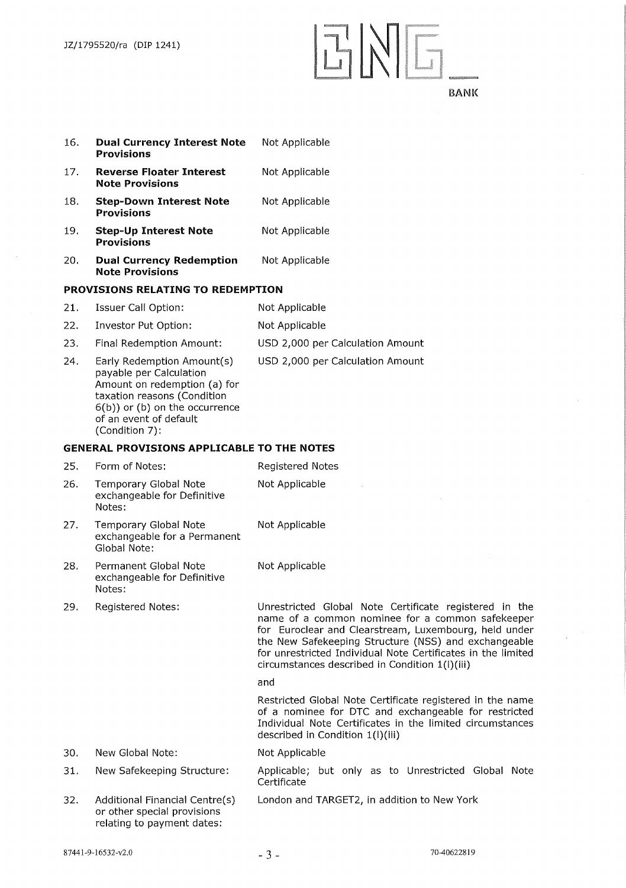| | | |
|---|---|---|
| 16. | **Dual Currency Interest Note Provisions** | Not Applicable |
| 17. | **Reverse Floater Interest Note Provisions** | Not Applicable |
| 18. | **Step-Down Interest Note Provisions** | Not Applicable |
| 19. | **Step-Up Interest Note Provisions** | Not Applicable |
| 20. | **Dual Currency Redemption Note Provisions** | Not Applicable |

**PROVISIONS RELATING TO REDEMPTION**

| | | |
|---|---|---|
| 21. | Issuer Call Option: | Not Applicable |
| 22. | Investor Put Option: | Not Applicable |
| 23. | Final Redemption Amount: | USD 2,000 per Calculation Amount |
| 24. | Early Redemption Amount(s) payable per Calculation Amount on redemption (a) for taxation reasons (Condition 6(b)) or (b) on the occurrence of an event of default (Condition 7): | USD 2,000 per Calculation Amount |

**GENERAL PROVISIONS APPLICABLE TO THE NOTES**

| | | |
|---|---|---|
| 25. | Form of Notes: | Registered Notes |
| 26. | Temporary Global Note exchangeable for Definitive Notes: | Not Applicable |
| 27. | Temporary Global Note exchangeable for a Permanent Global Note: | Not Applicable |
| 28. | Permanent Global Note exchangeable for Definitive Notes: | Not Applicable |
| 29. | Registered Notes: | Unrestricted Global Note Certificate registered in the name of a common nominee for a common safekeeper for Euroclear and Clearstream, Luxembourg, held under the New Safekeeping Structure (NSS) and exchangeable for unrestricted Individual Note Certificates in the limited circumstances described in Condition 1(l)(iii)<br><br>and<br><br>Restricted Global Note Certificate registered in the name of a nominee for DTC and exchangeable for restricted Individual Note Certificates in the limited circumstances described in Condition 1(l)(iii) |
| 30. | New Global Note: | Not Applicable |
| 31. | New Safekeeping Structure: | Applicable; but only as to Unrestricted Global Note Certificate |
| 32. | Additional Financial Centre(s) or other special provisions relating to payment dates: | London and TARGET2, in addition to New York |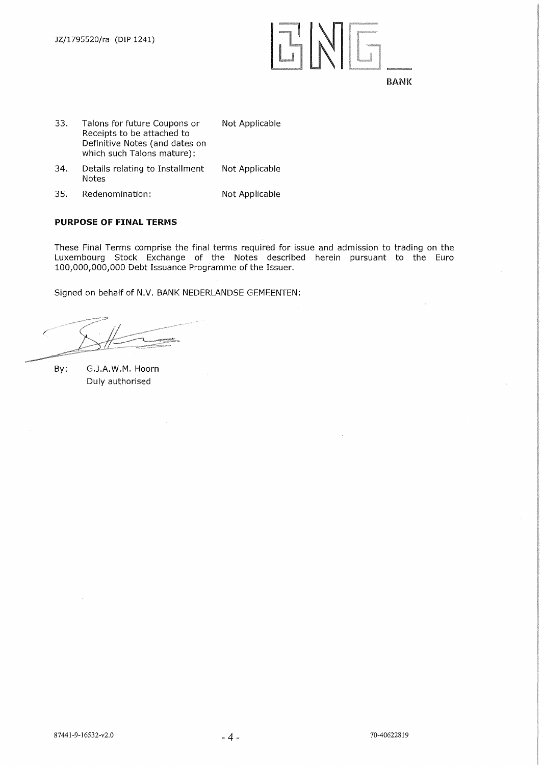| | | |
|---|---|---|
| 33. | Talons for future Coupons or Receipts to be attached to Definitive Notes (and dates on which such Talons mature): | Not Applicable |
| 34. | Details relating to Installment Notes | Not Applicable |
| 35. | Redenomination: | Not Applicable |

**PURPOSE OF FINAL TERMS**

These Final Terms comprise the final terms required for issue and admission to trading on the Luxembourg Stock Exchange of the Notes described herein pursuant to the Euro 100,000,000,000 Debt Issuance Programme of the Issuer.

Signed on behalf of N.V. BANK NEDERLANDSE GEMEENTEN:

By: G.J.A.W.M. Hoorn
Duly authorised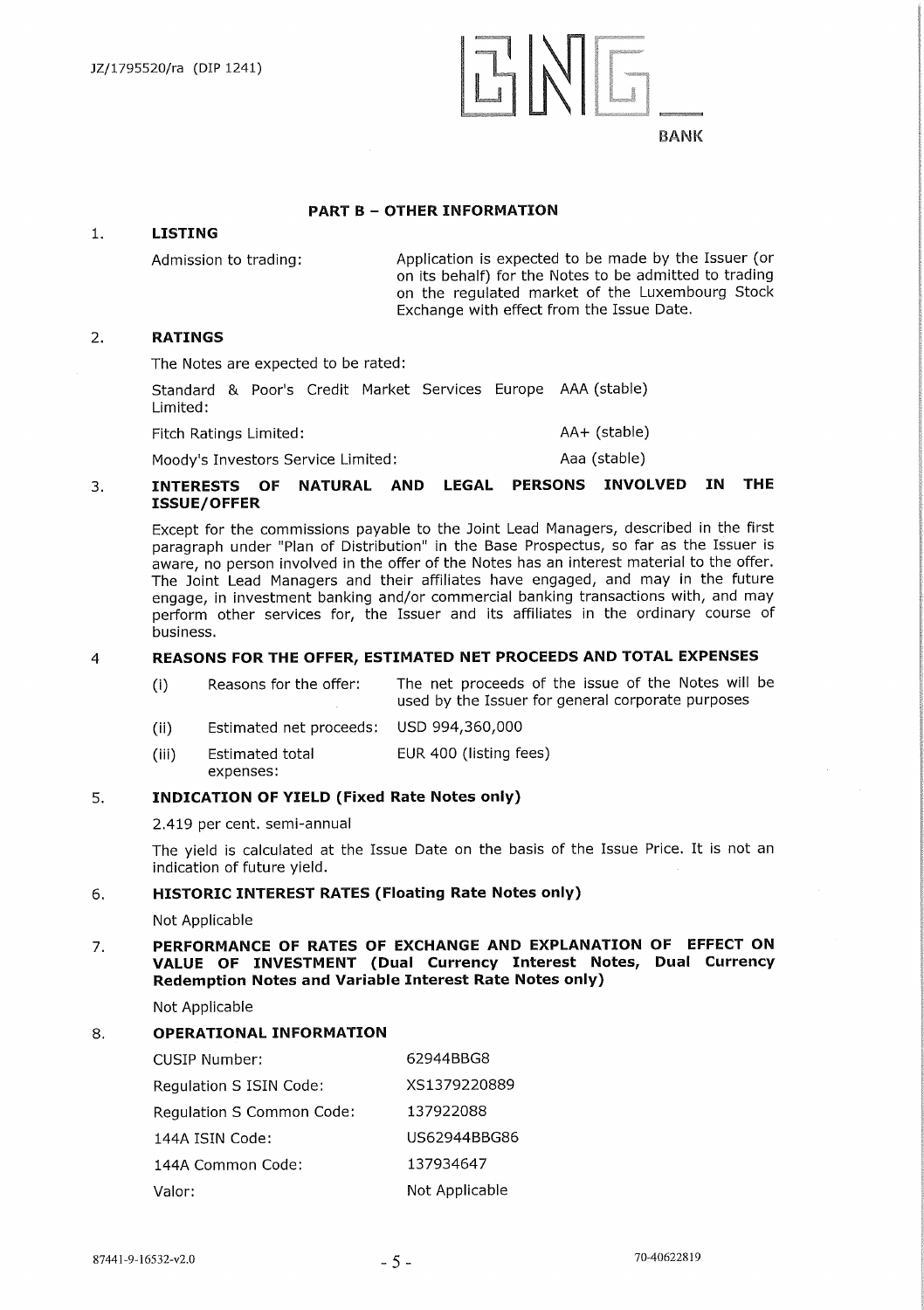## PART B – OTHER INFORMATION

### 1. LISTING

| | |
|---|---|
| Admission to trading: | Application is expected to be made by the Issuer (or on its behalf) for the Notes to be admitted to trading on the regulated market of the Luxembourg Stock Exchange with effect from the Issue Date. |

### 2. RATINGS

The Notes are expected to be rated:

| | |
|---|---|
| Standard & Poor's Credit Market Services Europe Limited: | AAA (stable) |
| Fitch Ratings Limited: | AA+ (stable) |
| Moody's Investors Service Limited: | Aaa (stable) |

### 3. INTERESTS OF NATURAL AND LEGAL PERSONS INVOLVED IN THE ISSUE/OFFER

Except for the commissions payable to the Joint Lead Managers, described in the first paragraph under "Plan of Distribution" in the Base Prospectus, so far as the Issuer is aware, no person involved in the offer of the Notes has an interest material to the offer. The Joint Lead Managers and their affiliates have engaged, and may in the future engage, in investment banking and/or commercial banking transactions with, and may perform other services for, the Issuer and its affiliates in the ordinary course of business.

### 4 REASONS FOR THE OFFER, ESTIMATED NET PROCEEDS AND TOTAL EXPENSES

| | | |
|---|---|---|
| (i) | Reasons for the offer: | The net proceeds of the issue of the Notes will be used by the Issuer for general corporate purposes |
| (ii) | Estimated net proceeds: | USD 994,360,000 |
| (iii) | Estimated total expenses: | EUR 400 (listing fees) |

### 5. INDICATION OF YIELD (Fixed Rate Notes only)

2.419 per cent. semi-annual

The yield is calculated at the Issue Date on the basis of the Issue Price. It is not an indication of future yield.

### 6. HISTORIC INTEREST RATES (Floating Rate Notes only)

Not Applicable

### 7. PERFORMANCE OF RATES OF EXCHANGE AND EXPLANATION OF EFFECT ON VALUE OF INVESTMENT (Dual Currency Interest Notes, Dual Currency Redemption Notes and Variable Interest Rate Notes only)

Not Applicable

### 8. OPERATIONAL INFORMATION

| | |
|---|---|
| CUSIP Number: | 62944BBG8 |
| Regulation S ISIN Code: | XS1379220889 |
| Regulation S Common Code: | 137922088 |
| 144A ISIN Code: | US62944BBG86 |
| 144A Common Code: | 137934647 |
| Valor: | Not Applicable |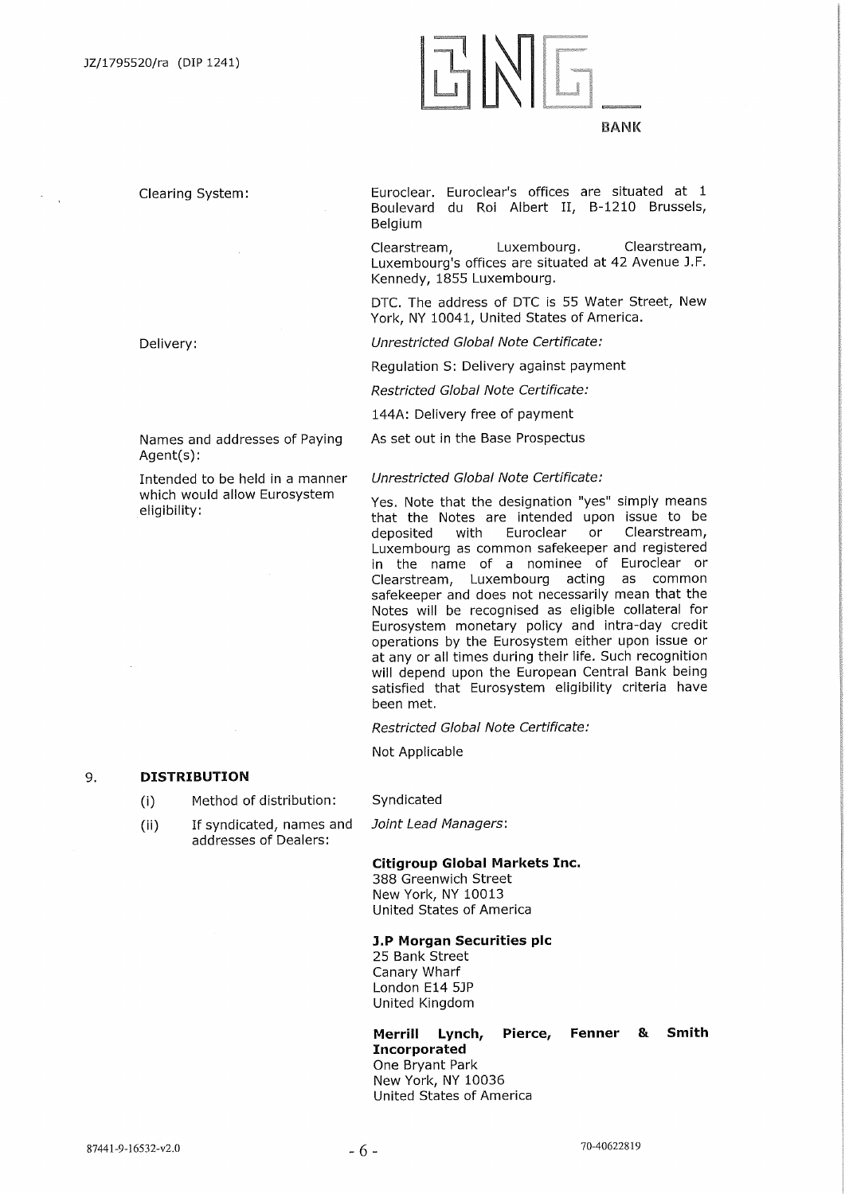| | |
|---|---|
| Clearing System: | Euroclear. Euroclear's offices are situated at 1 Boulevard du Roi Albert II, B-1210 Brussels, Belgium<br><br>Clearstream, Luxembourg. Clearstream, Luxembourg's offices are situated at 42 Avenue J.F. Kennedy, 1855 Luxembourg.<br><br>DTC. The address of DTC is 55 Water Street, New York, NY 10041, United States of America. |
| Delivery: | *Unrestricted Global Note Certificate:*<br><br>Regulation S: Delivery against payment<br><br>*Restricted Global Note Certificate:*<br><br>144A: Delivery free of payment |
| Names and addresses of Paying Agent(s): | As set out in the Base Prospectus |
| Intended to be held in a manner which would allow Eurosystem eligibility: | *Unrestricted Global Note Certificate:*<br><br>Yes. Note that the designation "yes" simply means that the Notes are intended upon issue to be deposited with Euroclear or Clearstream, Luxembourg as common safekeeper and registered in the name of a nominee of Euroclear or Clearstream, Luxembourg acting as common safekeeper and does not necessarily mean that the Notes will be recognised as eligible collateral for Eurosystem monetary policy and intra-day credit operations by the Eurosystem either upon issue or at any or all times during their life. Such recognition will depend upon the European Central Bank being satisfied that Eurosystem eligibility criteria have been met.<br><br>*Restricted Global Note Certificate:*<br><br>Not Applicable |

## 9. DISTRIBUTION

| | |
|---|---|
| (i) Method of distribution: | Syndicated |
| (ii) If syndicated, names and addresses of Dealers: | *Joint Lead Managers*:<br><br>**Citigroup Global Markets Inc.**<br>388 Greenwich Street<br>New York, NY 10013<br>United States of America<br><br>**J.P Morgan Securities plc**<br>25 Bank Street<br>Canary Wharf<br>London E14 5JP<br>United Kingdom<br><br>**Merrill Lynch, Pierce, Fenner & Smith Incorporated**<br>One Bryant Park<br>New York, NY 10036<br>United States of America |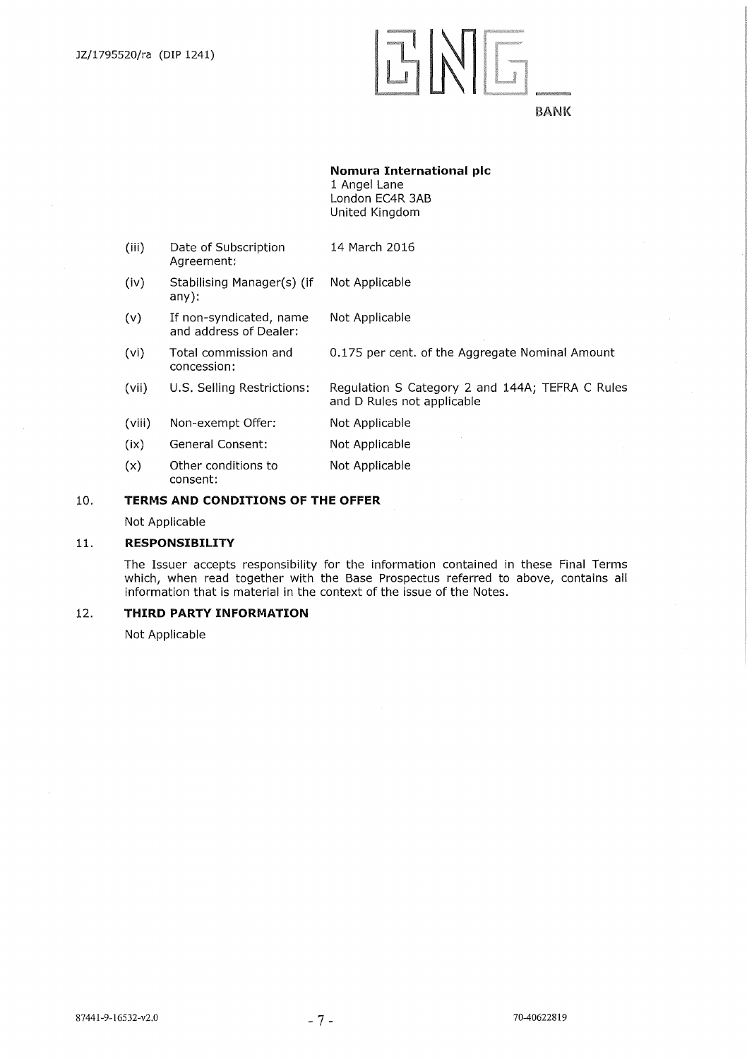**Nomura International plc**
1 Angel Lane
London EC4R 3AB
United Kingdom

| | | |
|---|---|---|
| (iii) | Date of Subscription Agreement: | 14 March 2016 |
| (iv) | Stabilising Manager(s) (if any): | Not Applicable |
| (v) | If non-syndicated, name and address of Dealer: | Not Applicable |
| (vi) | Total commission and concession: | 0.175 per cent. of the Aggregate Nominal Amount |
| (vii) | U.S. Selling Restrictions: | Regulation S Category 2 and 144A; TEFRA C Rules and D Rules not applicable |
| (viii) | Non-exempt Offer: | Not Applicable |
| (ix) | General Consent: | Not Applicable |
| (x) | Other conditions to consent: | Not Applicable |

## 10. TERMS AND CONDITIONS OF THE OFFER

Not Applicable

## 11. RESPONSIBILITY

The Issuer accepts responsibility for the information contained in these Final Terms which, when read together with the Base Prospectus referred to above, contains all information that is material in the context of the issue of the Notes.

## 12. THIRD PARTY INFORMATION

Not Applicable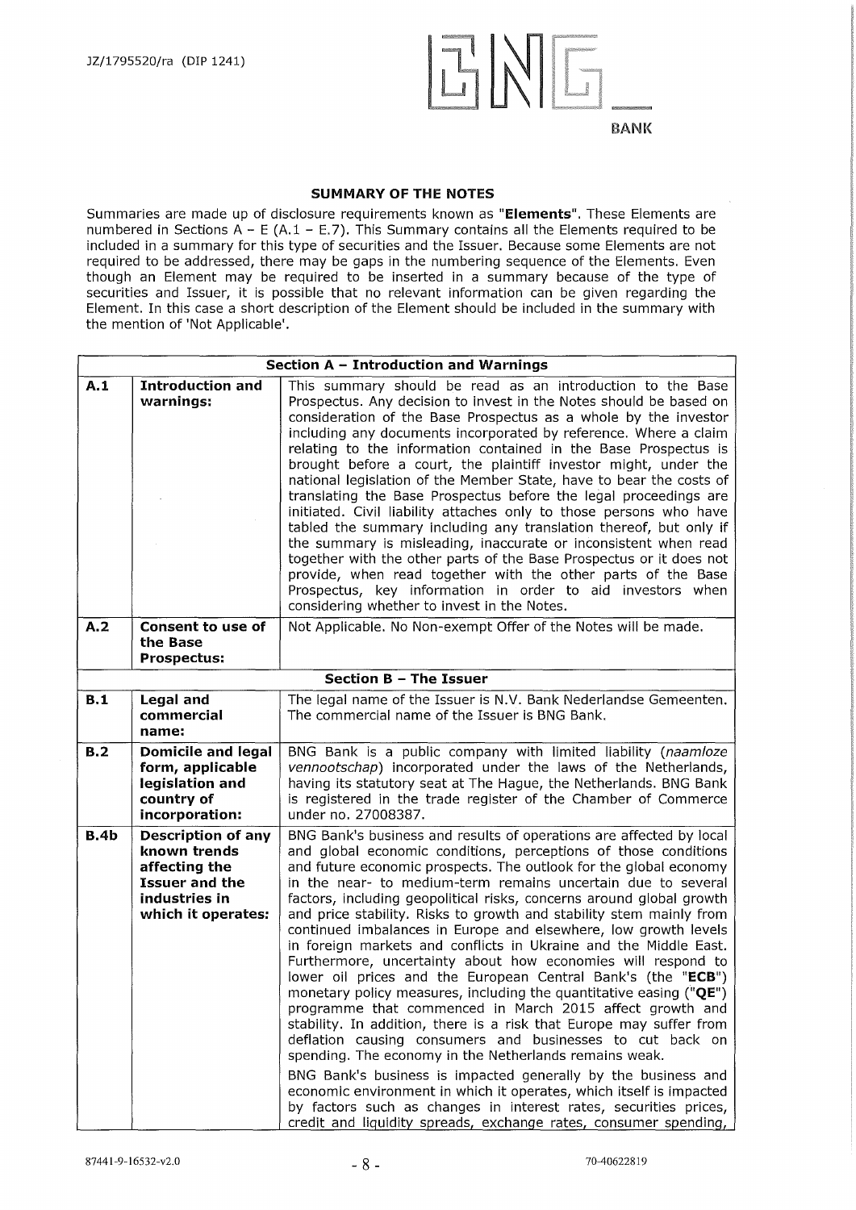## SUMMARY OF THE NOTES

Summaries are made up of disclosure requirements known as "**Elements**". These Elements are numbered in Sections A – E (A.1 – E.7). This Summary contains all the Elements required to be included in a summary for this type of securities and the Issuer. Because some Elements are not required to be addressed, there may be gaps in the numbering sequence of the Elements. Even though an Element may be required to be inserted in a summary because of the type of securities and Issuer, it is possible that no relevant information can be given regarding the Element. In this case a short description of the Element should be included in the summary with the mention of 'Not Applicable'.

| **Section A – Introduction and Warnings** | | |
|---|---|---|
| **A.1** | **Introduction and warnings:** | This summary should be read as an introduction to the Base Prospectus. Any decision to invest in the Notes should be based on consideration of the Base Prospectus as a whole by the investor including any documents incorporated by reference. Where a claim relating to the information contained in the Base Prospectus is brought before a court, the plaintiff investor might, under the national legislation of the Member State, have to bear the costs of translating the Base Prospectus before the legal proceedings are initiated. Civil liability attaches only to those persons who have tabled the summary including any translation thereof, but only if the summary is misleading, inaccurate or inconsistent when read together with the other parts of the Base Prospectus or it does not provide, when read together with the other parts of the Base Prospectus, key information in order to aid investors when considering whether to invest in the Notes. |
| **A.2** | **Consent to use of the Base Prospectus:** | Not Applicable. No Non-exempt Offer of the Notes will be made. |
| **Section B – The Issuer** | | |
| **B.1** | **Legal and commercial name:** | The legal name of the Issuer is N.V. Bank Nederlandse Gemeenten. The commercial name of the Issuer is BNG Bank. |
| **B.2** | **Domicile and legal form, applicable legislation and country of incorporation:** | BNG Bank is a public company with limited liability (*naamloze vennootschap*) incorporated under the laws of the Netherlands, having its statutory seat at The Hague, the Netherlands. BNG Bank is registered in the trade register of the Chamber of Commerce under no. 27008387. |
| **B.4b** | **Description of any known trends affecting the Issuer and the industries in which it operates:** | BNG Bank's business and results of operations are affected by local and global economic conditions, perceptions of those conditions and future economic prospects. The outlook for the global economy in the near- to medium-term remains uncertain due to several factors, including geopolitical risks, concerns around global growth and price stability. Risks to growth and stability stem mainly from continued imbalances in Europe and elsewhere, low growth levels in foreign markets and conflicts in Ukraine and the Middle East. Furthermore, uncertainty about how economies will respond to lower oil prices and the European Central Bank's (the "**ECB**") monetary policy measures, including the quantitative easing ("**QE**") programme that commenced in March 2015 affect growth and stability. In addition, there is a risk that Europe may suffer from deflation causing consumers and businesses to cut back on spending. The economy in the Netherlands remains weak.<br><br>BNG Bank's business is impacted generally by the business and economic environment in which it operates, which itself is impacted by factors such as changes in interest rates, securities prices, credit and liquidity spreads, exchange rates, consumer spending, |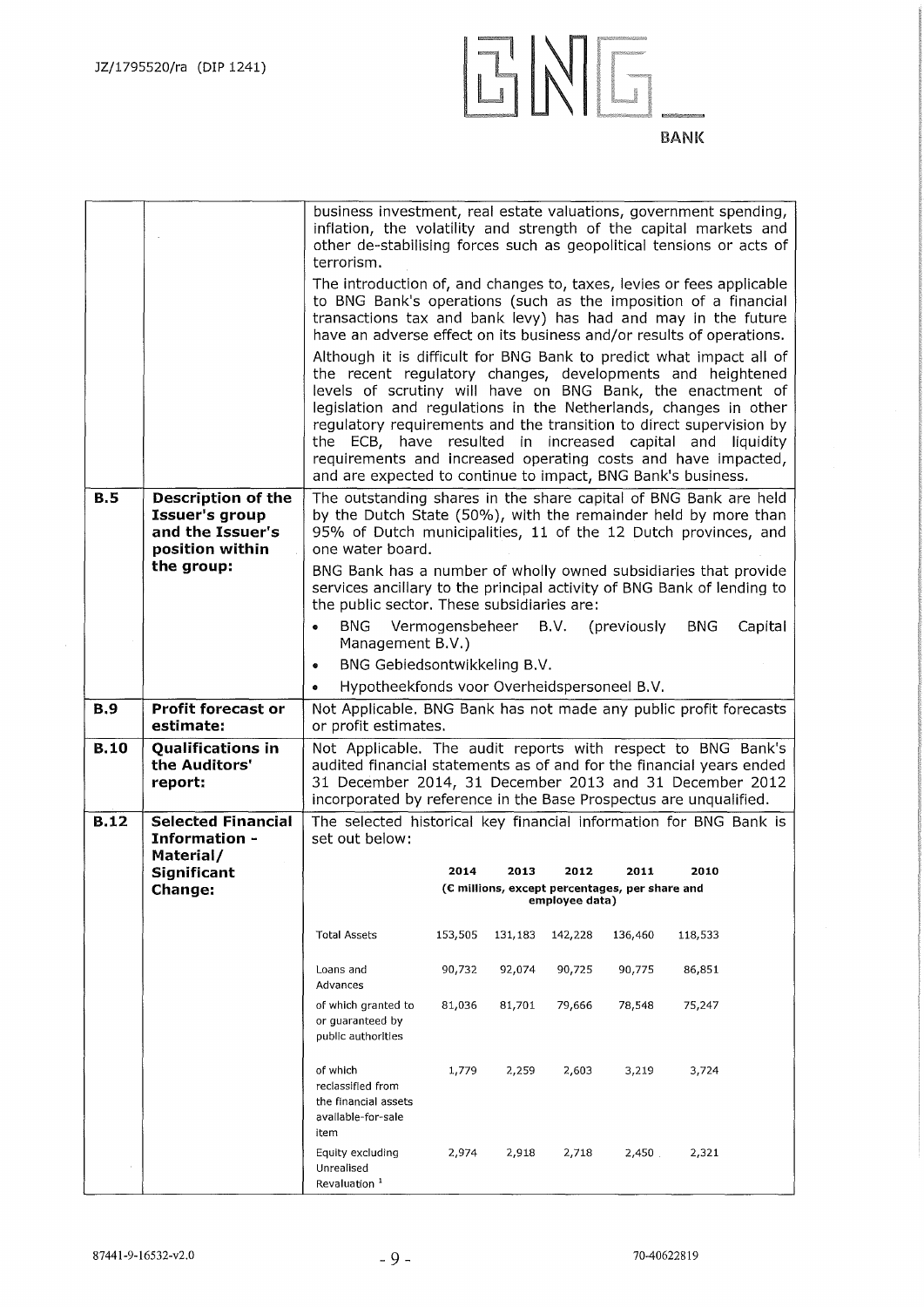| | | |
|---|---|---|
| | | business investment, real estate valuations, government spending, inflation, the volatility and strength of the capital markets and other de-stabilising forces such as geopolitical tensions or acts of terrorism.<br><br>The introduction of, and changes to, taxes, levies or fees applicable to BNG Bank's operations (such as the imposition of a financial transactions tax and bank levy) has had and may in the future have an adverse effect on its business and/or results of operations.<br><br>Although it is difficult for BNG Bank to predict what impact all of the recent regulatory changes, developments and heightened levels of scrutiny will have on BNG Bank, the enactment of legislation and regulations in the Netherlands, changes in other regulatory requirements and the transition to direct supervision by the ECB, have resulted in increased capital and liquidity requirements and increased operating costs and have impacted, and are expected to continue to impact, BNG Bank's business. |
| **B.5** | **Description of the Issuer's group and the Issuer's position within the group:** | The outstanding shares in the share capital of BNG Bank are held by the Dutch State (50%), with the remainder held by more than 95% of Dutch municipalities, 11 of the 12 Dutch provinces, and one water board.<br><br>BNG Bank has a number of wholly owned subsidiaries that provide services ancillary to the principal activity of BNG Bank of lending to the public sector. These subsidiaries are:<br><br>• BNG Vermogensbeheer B.V. (previously BNG Capital Management B.V.)<br>• BNG Gebiedsontwikkeling B.V.<br>• Hypotheekfonds voor Overheidspersoneel B.V. |
| **B.9** | **Profit forecast or estimate:** | Not Applicable. BNG Bank has not made any public profit forecasts or profit estimates. |
| **B.10** | **Qualifications in the Auditors' report:** | Not Applicable. The audit reports with respect to BNG Bank's audited financial statements as of and for the financial years ended 31 December 2014, 31 December 2013 and 31 December 2012 incorporated by reference in the Base Prospectus are unqualified. |
| **B.12** | **Selected Financial Information - Material/ Significant Change:** | The selected historical key financial information for BNG Bank is set out below: |

| | 2014 | 2013 | 2012 | 2011 | 2010 |
|---|---|---|---|---|---|
| | (€ millions, except percentages, per share and employee data) | | | | |
| Total Assets | 153,505 | 131,183 | 142,228 | 136,460 | 118,533 |
| Loans and Advances | 90,732 | 92,074 | 90,725 | 90,775 | 86,851 |
| of which granted to or guaranteed by public authorities | 81,036 | 81,701 | 79,666 | 78,548 | 75,247 |
| of which reclassified from the financial assets available-for-sale item | 1,779 | 2,259 | 2,603 | 3,219 | 3,724 |
| Equity excluding Unrealised Revaluation [1] | 2,974 | 2,918 | 2,718 | 2,450 | 2,321 |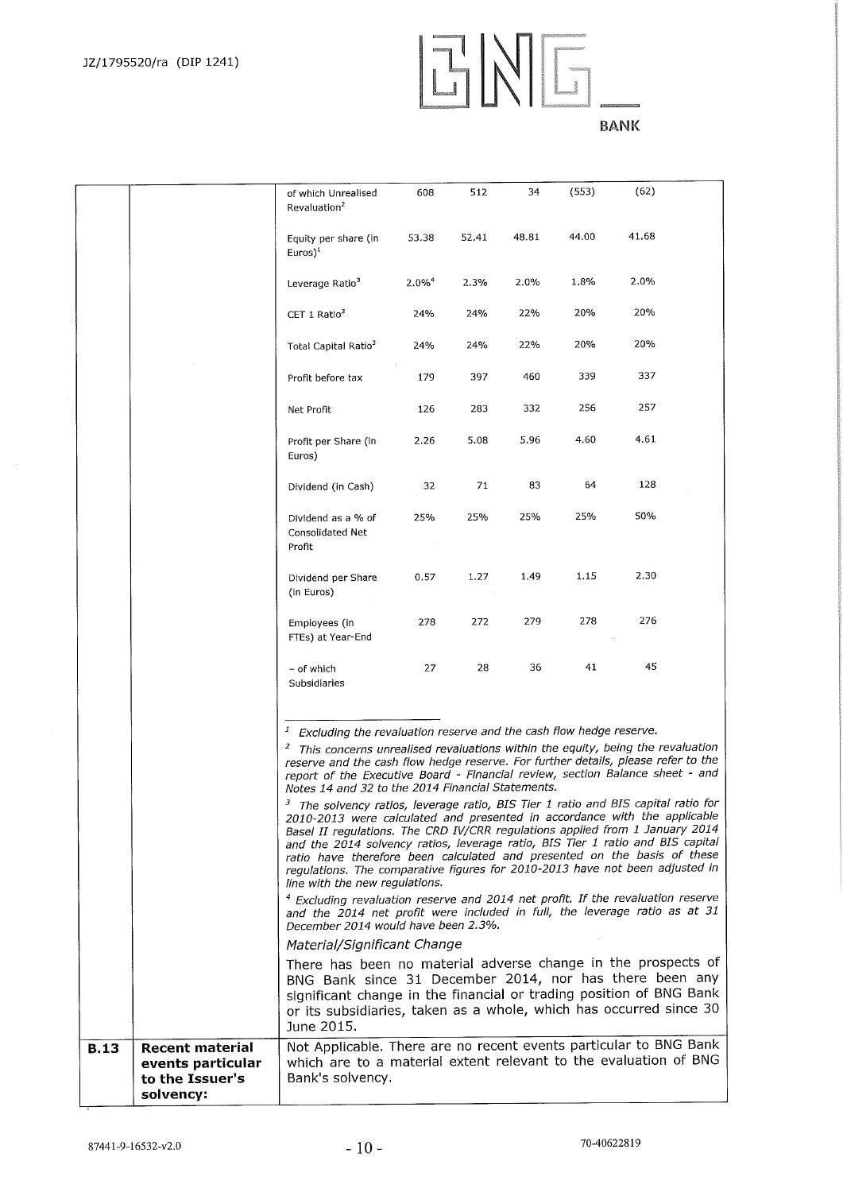| | | | | | | | |
|---|---|---|---|---|---|---|---|
| | | of which Unrealised Revaluation[2] | 608 | 512 | 34 | (553) | (62) |
| | | Equity per share (in Euros)[1] | 53.38 | 52.41 | 48.81 | 44.00 | 41.68 |
| | | Leverage Ratio[3] | 2.0%[4] | 2.3% | 2.0% | 1.8% | 2.0% |
| | | CET 1 Ratio[3] | 24% | 24% | 22% | 20% | 20% |
| | | Total Capital Ratio[3] | 24% | 24% | 22% | 20% | 20% |
| | | Profit before tax | 179 | 397 | 460 | 339 | 337 |
| | | Net Profit | 126 | 283 | 332 | 256 | 257 |
| | | Profit per Share (in Euros) | 2.26 | 5.08 | 5.96 | 4.60 | 4.61 |
| | | Dividend (in Cash) | 32 | 71 | 83 | 64 | 128 |
| | | Dividend as a % of Consolidated Net Profit | 25% | 25% | 25% | 25% | 50% |
| | | Dividend per Share (in Euros) | 0.57 | 1.27 | 1.49 | 1.15 | 2.30 |
| | | Employees (in FTEs) at Year-End | 278 | 272 | 279 | 278 | 276 |
| | | - of which Subsidiaries | 27 | 28 | 36 | 41 | 45 |

[1] *Excluding the revaluation reserve and the cash flow hedge reserve.*

[2] *This concerns unrealised revaluations within the equity, being the revaluation reserve and the cash flow hedge reserve. For further details, please refer to the report of the Executive Board - Financial review, section Balance sheet - and Notes 14 and 32 to the 2014 Financial Statements.*

[3] *The solvency ratios, leverage ratio, BIS Tier 1 ratio and BIS capital ratio for 2010-2013 were calculated and presented in accordance with the applicable Basel II regulations. The CRD IV/CRR regulations applied from 1 January 2014 and the 2014 solvency ratios, leverage ratio, BIS Tier 1 ratio and BIS capital ratio have therefore been calculated and presented on the basis of these regulations. The comparative figures for 2010-2013 have not been adjusted in line with the new regulations.*

[4] *Excluding revaluation reserve and 2014 net profit. If the revaluation reserve and the 2014 net profit were included in full, the leverage ratio as at 31 December 2014 would have been 2.3%.*

*Material/Significant Change*

There has been no material adverse change in the prospects of BNG Bank since 31 December 2014, nor has there been any significant change in the financial or trading position of BNG Bank or its subsidiaries, taken as a whole, which has occurred since 30 June 2015.

| | | |
|---|---|---|
| **B.13** | **Recent material events particular to the Issuer's solvency:** | Not Applicable. There are no recent events particular to BNG Bank which are to a material extent relevant to the evaluation of BNG Bank's solvency. |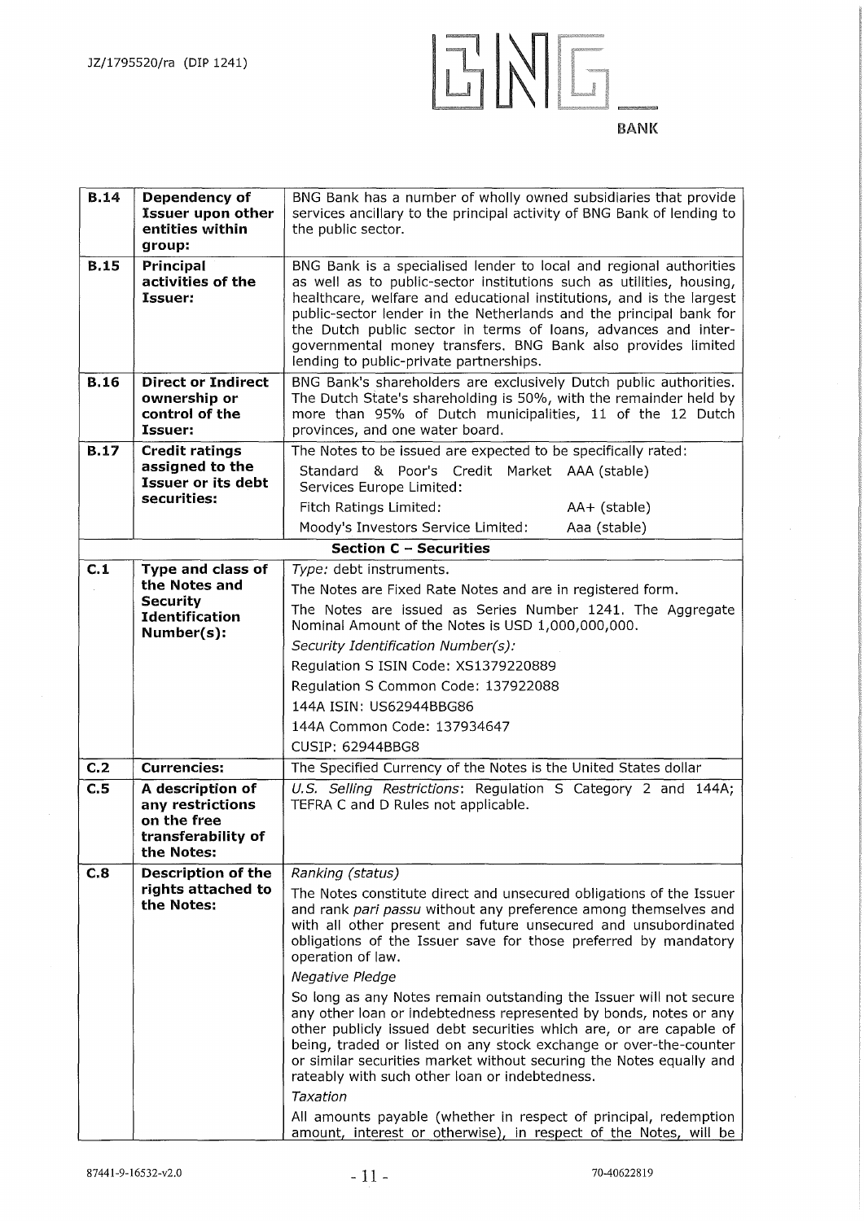| | | |
|---|---|---|
| **B.14** | **Dependency of Issuer upon other entities within group:** | BNG Bank has a number of wholly owned subsidiaries that provide services ancillary to the principal activity of BNG Bank of lending to the public sector. |
| **B.15** | **Principal activities of the Issuer:** | BNG Bank is a specialised lender to local and regional authorities as well as to public-sector institutions such as utilities, housing, healthcare, welfare and educational institutions, and is the largest public-sector lender in the Netherlands and the principal bank for the Dutch public sector in terms of loans, advances and inter-governmental money transfers. BNG Bank also provides limited lending to public-private partnerships. |
| **B.16** | **Direct or Indirect ownership or control of the Issuer:** | BNG Bank's shareholders are exclusively Dutch public authorities. The Dutch State's shareholding is 50%, with the remainder held by more than 95% of Dutch municipalities, 11 of the 12 Dutch provinces, and one water board. |
| **B.17** | **Credit ratings assigned to the Issuer or its debt securities:** | The Notes to be issued are expected to be specifically rated:<br>Standard & Poor's Credit Market Services Europe Limited: AAA (stable)<br>Fitch Ratings Limited: AA+ (stable)<br>Moody's Investors Service Limited: Aaa (stable) |
| | | **Section C – Securities** |
| **C.1** | **Type and class of the Notes and Security Identification Number(s):** | *Type:* debt instruments.<br>The Notes are Fixed Rate Notes and are in registered form.<br>The Notes are issued as Series Number 1241. The Aggregate Nominal Amount of the Notes is USD 1,000,000,000.<br>*Security Identification Number(s):*<br>Regulation S ISIN Code: XS1379220889<br>Regulation S Common Code: 137922088<br>144A ISIN: US62944BBG86<br>144A Common Code: 137934647<br>CUSIP: 62944BBG8 |
| **C.2** | **Currencies:** | The Specified Currency of the Notes is the United States dollar |
| **C.5** | **A description of any restrictions on the free transferability of the Notes:** | *U.S. Selling Restrictions*: Regulation S Category 2 and 144A; TEFRA C and D Rules not applicable. |
| **C.8** | **Description of the rights attached to the Notes:** | *Ranking (status)*<br>The Notes constitute direct and unsecured obligations of the Issuer and rank *pari passu* without any preference among themselves and with all other present and future unsecured and unsubordinated obligations of the Issuer save for those preferred by mandatory operation of law.<br>*Negative Pledge*<br>So long as any Notes remain outstanding the Issuer will not secure any other loan or indebtedness represented by bonds, notes or any other publicly issued debt securities which are, or are capable of being, traded or listed on any stock exchange or over-the-counter or similar securities market without securing the Notes equally and rateably with such other loan or indebtedness.<br>*Taxation*<br>All amounts payable (whether in respect of principal, redemption amount, interest or otherwise), in respect of the Notes, will be |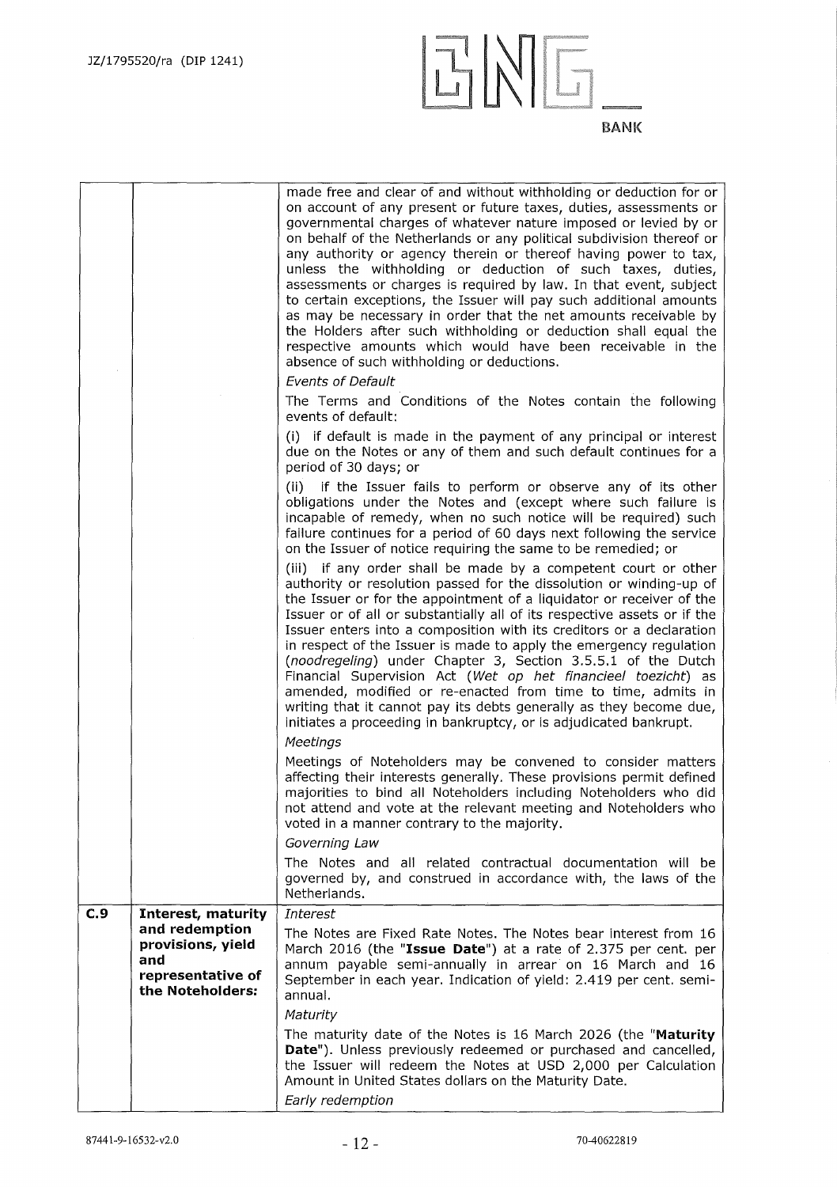| | | |
|---|---|---|
| | | made free and clear of and without withholding or deduction for or on account of any present or future taxes, duties, assessments or governmental charges of whatever nature imposed or levied by or on behalf of the Netherlands or any political subdivision thereof or any authority or agency therein or thereof having power to tax, unless the withholding or deduction of such taxes, duties, assessments or charges is required by law. In that event, subject to certain exceptions, the Issuer will pay such additional amounts as may be necessary in order that the net amounts receivable by the Holders after such withholding or deduction shall equal the respective amounts which would have been receivable in the absence of such withholding or deductions.<br>*Events of Default*<br>The Terms and Conditions of the Notes contain the following events of default:<br>(i) if default is made in the payment of any principal or interest due on the Notes or any of them and such default continues for a period of 30 days; or<br>(ii) if the Issuer fails to perform or observe any of its other obligations under the Notes and (except where such failure is incapable of remedy, when no such notice will be required) such failure continues for a period of 60 days next following the service on the Issuer of notice requiring the same to be remedied; or<br>(iii) if any order shall be made by a competent court or other authority or resolution passed for the dissolution or winding-up of the Issuer or for the appointment of a liquidator or receiver of the Issuer or of all or substantially all of its respective assets or if the Issuer enters into a composition with its creditors or a declaration in respect of the Issuer is made to apply the emergency regulation (*noodregeling*) under Chapter 3, Section 3.5.5.1 of the Dutch Financial Supervision Act (*Wet op het financieel toezicht*) as amended, modified or re-enacted from time to time, admits in writing that it cannot pay its debts generally as they become due, initiates a proceeding in bankruptcy, or is adjudicated bankrupt.<br>*Meetings*<br>Meetings of Noteholders may be convened to consider matters affecting their interests generally. These provisions permit defined majorities to bind all Noteholders including Noteholders who did not attend and vote at the relevant meeting and Noteholders who voted in a manner contrary to the majority.<br>*Governing Law*<br>The Notes and all related contractual documentation will be governed by, and construed in accordance with, the laws of the Netherlands. |
| **C.9** | **Interest, maturity and redemption provisions, yield and representative of the Noteholders:** | *Interest*<br>The Notes are Fixed Rate Notes. The Notes bear interest from 16 March 2016 (the "**Issue Date**") at a rate of 2.375 per cent. per annum payable semi-annually in arrear on 16 March and 16 September in each year. Indication of yield: 2.419 per cent. semi-annual.<br>*Maturity*<br>The maturity date of the Notes is 16 March 2026 (the "**Maturity Date**"). Unless previously redeemed or purchased and cancelled, the Issuer will redeem the Notes at USD 2,000 per Calculation Amount in United States dollars on the Maturity Date.<br>*Early redemption* |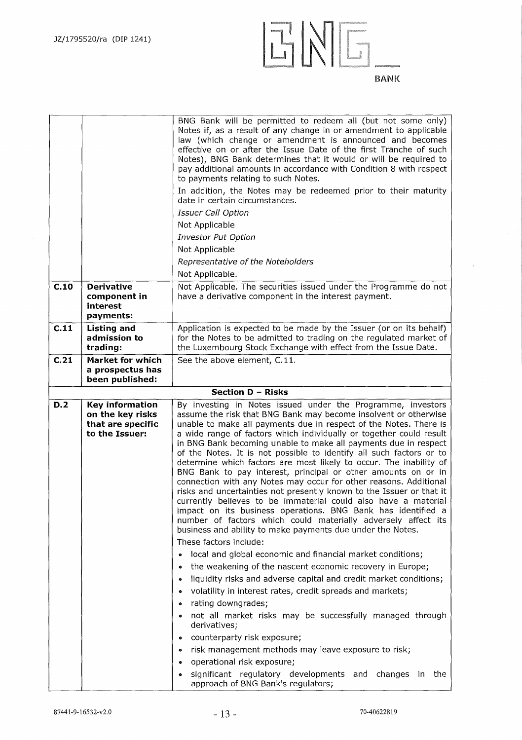| | | |
|---|---|---|
| | | BNG Bank will be permitted to redeem all (but not some only) Notes if, as a result of any change in or amendment to applicable law (which change or amendment is announced and becomes effective on or after the Issue Date of the first Tranche of such Notes), BNG Bank determines that it would or will be required to pay additional amounts in accordance with Condition 8 with respect to payments relating to such Notes.<br>In addition, the Notes may be redeemed prior to their maturity date in certain circumstances.<br>*Issuer Call Option*<br>Not Applicable<br>*Investor Put Option*<br>Not Applicable<br>*Representative of the Noteholders*<br>Not Applicable. |
| **C.10** | **Derivative component in interest payments:** | Not Applicable. The securities issued under the Programme do not have a derivative component in the interest payment. |
| **C.11** | **Listing and admission to trading:** | Application is expected to be made by the Issuer (or on its behalf) for the Notes to be admitted to trading on the regulated market of the Luxembourg Stock Exchange with effect from the Issue Date. |
| **C.21** | **Market for which a prospectus has been published:** | See the above element, C.11. |
| | | **Section D – Risks** |
| **D.2** | **Key information on the key risks that are specific to the Issuer:** | By investing in Notes issued under the Programme, investors assume the risk that BNG Bank may become insolvent or otherwise unable to make all payments due in respect of the Notes. There is a wide range of factors which individually or together could result in BNG Bank becoming unable to make all payments due in respect of the Notes. It is not possible to identify all such factors or to determine which factors are most likely to occur. The inability of BNG Bank to pay interest, principal or other amounts on or in connection with any Notes may occur for other reasons. Additional risks and uncertainties not presently known to the Issuer or that it currently believes to be immaterial could also have a material impact on its business operations. BNG Bank has identified a number of factors which could materially adversely affect its business and ability to make payments due under the Notes.<br>These factors include:<br>• local and global economic and financial market conditions;<br>• the weakening of the nascent economic recovery in Europe;<br>• liquidity risks and adverse capital and credit market conditions;<br>• volatility in interest rates, credit spreads and markets;<br>• rating downgrades;<br>• not all market risks may be successfully managed through derivatives;<br>• counterparty risk exposure;<br>• risk management methods may leave exposure to risk;<br>• operational risk exposure;<br>• significant regulatory developments and changes in the approach of BNG Bank's regulators; |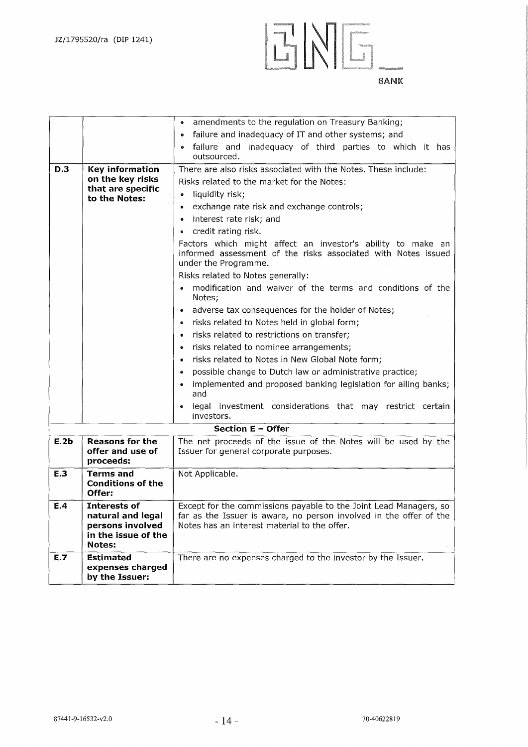| | | |
|---|---|---|
| | | • amendments to the regulation on Treasury Banking;<br>• failure and inadequacy of IT and other systems; and<br>• failure and inadequacy of third parties to which it has outsourced. |
| **D.3** | **Key information on the key risks that are specific to the Notes:** | There are also risks associated with the Notes. These include:<br>Risks related to the market for the Notes:<br>• liquidity risk;<br>• exchange rate risk and exchange controls;<br>• interest rate risk; and<br>• credit rating risk.<br>Factors which might affect an investor's ability to make an informed assessment of the risks associated with Notes issued under the Programme.<br>Risks related to Notes generally:<br>• modification and waiver of the terms and conditions of the Notes;<br>• adverse tax consequences for the holder of Notes;<br>• risks related to Notes held in global form;<br>• risks related to restrictions on transfer;<br>• risks related to nominee arrangements;<br>• risks related to Notes in New Global Note form;<br>• possible change to Dutch law or administrative practice;<br>• implemented and proposed banking legislation for ailing banks; and<br>• legal investment considerations that may restrict certain investors. |
| | | **Section E – Offer** |
| **E.2b** | **Reasons for the offer and use of proceeds:** | The net proceeds of the issue of the Notes will be used by the Issuer for general corporate purposes. |
| **E.3** | **Terms and Conditions of the Offer:** | Not Applicable. |
| **E.4** | **Interests of natural and legal persons involved in the issue of the Notes:** | Except for the commissions payable to the Joint Lead Managers, so far as the Issuer is aware, no person involved in the offer of the Notes has an interest material to the offer. |
| **E.7** | **Estimated expenses charged by the Issuer:** | There are no expenses charged to the investor by the Issuer. |